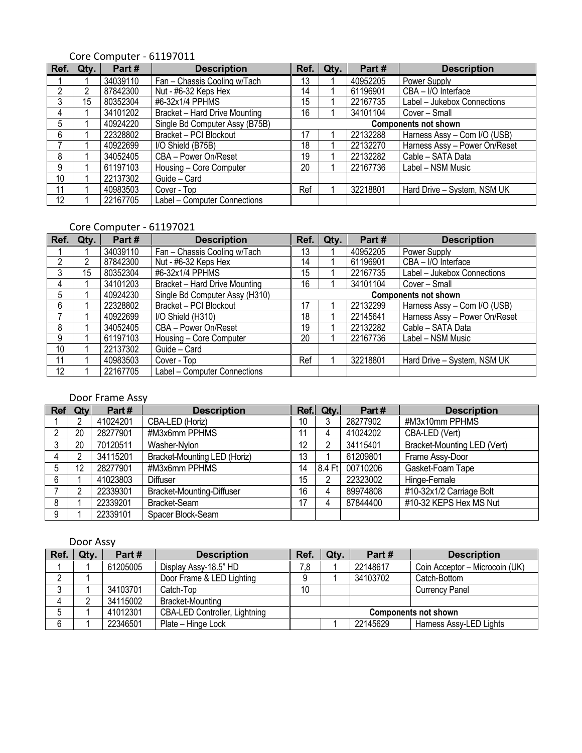## Core Computer - 61197011

| Ref. | Qty. | Part # | Description | Ref. | Qty. | Part # | Description |
|---|---|---|---|---|---|---|---|
| 1 | 1 | 34039110 | Fan – Chassis Cooling w/Tach | 13 | 1 | 40952205 | Power Supply |
| 2 | 2 | 87842300 | Nut - #6-32 Keps Hex | 14 | 1 | 61196901 | CBA – I/O Interface |
| 3 | 15 | 80352304 | #6-32x1/4 PPHMS | 15 | 1 | 22167735 | Label – Jukebox Connections |
| 4 | 1 | 34101202 | Bracket – Hard Drive Mounting | 16 | 1 | 34101104 | Cover – Small |
| 5 | 1 | 40924220 | Single Bd Computer Assy (B75B) | **Components not shown** | | | |
| 6 | 1 | 22328802 | Bracket – PCI Blockout | 17 | 1 | 22132288 | Harness Assy – Com I/O (USB) |
| 7 | 1 | 40922699 | I/O Shield (B75B) | 18 | 1 | 22132270 | Harness Assy – Power On/Reset |
| 8 | 1 | 34052405 | CBA – Power On/Reset | 19 | 1 | 22132282 | Cable – SATA Data |
| 9 | 1 | 61197103 | Housing – Core Computer | 20 | 1 | 22167736 | Label – NSM Music |
| 10 | 1 | 22137302 | Guide – Card | | | | |
| 11 | 1 | 40983503 | Cover - Top | Ref | 1 | 32218801 | Hard Drive – System, NSM UK |
| 12 | 1 | 22167705 | Label – Computer Connections | | | | |

## Core Computer - 61197021

| Ref. | Qty. | Part # | Description | Ref. | Qty. | Part # | Description |
|---|---|---|---|---|---|---|---|
| 1 | 1 | 34039110 | Fan – Chassis Cooling w/Tach | 13 | 1 | 40952205 | Power Supply |
| 2 | 2 | 87842300 | Nut - #6-32 Keps Hex | 14 | 1 | 61196901 | CBA – I/O Interface |
| 3 | 15 | 80352304 | #6-32x1/4 PPHMS | 15 | 1 | 22167735 | Label – Jukebox Connections |
| 4 | 1 | 34101203 | Bracket – Hard Drive Mounting | 16 | 1 | 34101104 | Cover – Small |
| 5 | 1 | 40924230 | Single Bd Computer Assy (H310) | **Components not shown** | | | |
| 6 | 1 | 22328802 | Bracket – PCI Blockout | 17 | 1 | 22132299 | Harness Assy – Com I/O (USB) |
| 7 | 1 | 40922699 | I/O Shield (H310) | 18 | 1 | 22145641 | Harness Assy – Power On/Reset |
| 8 | 1 | 34052405 | CBA – Power On/Reset | 19 | 1 | 22132282 | Cable – SATA Data |
| 9 | 1 | 61197103 | Housing – Core Computer | 20 | 1 | 22167736 | Label – NSM Music |
| 10 | 1 | 22137302 | Guide – Card | | | | |
| 11 | 1 | 40983503 | Cover - Top | Ref | 1 | 32218801 | Hard Drive – System, NSM UK |
| 12 | 1 | 22167705 | Label – Computer Connections | | | | |

## Door Frame Assy

| Ref | Qty | Part # | Description | Ref. | Qty. | Part # | Description |
|---|---|---|---|---|---|---|---|
| 1 | 2 | 41024201 | CBA-LED (Horiz) | 10 | 3 | 28277902 | #M3x10mm PPHMS |
| 2 | 20 | 28277901 | #M3x6mm PPHMS | 11 | 4 | 41024202 | CBA-LED (Vert) |
| 3 | 20 | 70120511 | Washer-Nylon | 12 | 2 | 34115401 | Bracket-Mounting LED (Vert) |
| 4 | 2 | 34115201 | Bracket-Mounting LED (Horiz) | 13 | 1 | 61209801 | Frame Assy-Door |
| 5 | 12 | 28277901 | #M3x6mm PPHMS | 14 | 8.4 Ft | 00710206 | Gasket-Foam Tape |
| 6 | 1 | 41023803 | Diffuser | 15 | 2 | 22323002 | Hinge-Female |
| 7 | 2 | 22339301 | Bracket-Mounting-Diffuser | 16 | 4 | 89974808 | #10-32x1/2 Carriage Bolt |
| 8 | 1 | 22339201 | Bracket-Seam | 17 | 4 | 87844400 | #10-32 KEPS Hex MS Nut |
| 9 | 1 | 22339101 | Spacer Block-Seam | | | | |

## Door Assy

| Ref. | Qty. | Part # | Description | Ref. | Qty. | Part # | Description |
|---|---|---|---|---|---|---|---|
| 1 | 1 | 61205005 | Display Assy-18.5" HD | 7,8 | 1 | 22148617 | Coin Acceptor – Microcoin (UK) |
| 2 | 1 | | Door Frame & LED Lighting | 9 | 1 | 34103702 | Catch-Bottom |
| 3 | 1 | 34103701 | Catch-Top | 10 | | | Currency Panel |
| 4 | 2 | 34115002 | Bracket-Mounting | | | | |
| 5 | 1 | 41012301 | CBA-LED Controller, Lightning | **Components not shown** | | | |
| 6 | 1 | 22346501 | Plate – Hinge Lock | | 1 | 22145629 | Harness Assy-LED Lights |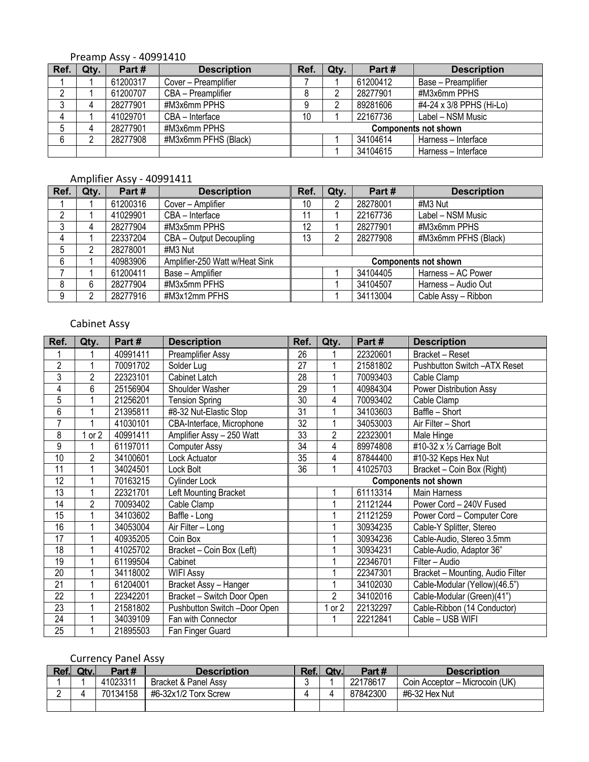Preamp Assy - 40991410

| Ref. | Qty. | Part # | Description | Ref. | Qty. | Part # | Description |
|---|---|---|---|---|---|---|---|
| 1 | 1 | 61200317 | Cover – Preamplifier | 7 | 1 | 61200412 | Base – Preamplifier |
| 2 | 1 | 61200707 | CBA – Preamplifier | 8 | 2 | 28277901 | #M3x6mm PPHS |
| 3 | 4 | 28277901 | #M3x6mm PPHS | 9 | 2 | 89281606 | #4-24 x 3/8 PPHS (Hi-Lo) |
| 4 | 1 | 41029701 | CBA – Interface | 10 | 1 | 22167736 | Label – NSM Music |
| 5 | 4 | 28277901 | #M3x6mm PPHS | **Components not shown** | | | |
| 6 | 2 | 28277908 | #M3x6mm PFHS (Black) | | 1 | 34104614 | Harness – Interface |
| | | | | | 1 | 34104615 | Harness – Interface |

Amplifier Assy - 40991411

| Ref. | Qty. | Part # | Description | Ref. | Qty. | Part # | Description |
|---|---|---|---|---|---|---|---|
| 1 | 1 | 61200316 | Cover – Amplifier | 10 | 2 | 28278001 | #M3 Nut |
| 2 | 1 | 41029901 | CBA – Interface | 11 | 1 | 22167736 | Label – NSM Music |
| 3 | 4 | 28277904 | #M3x5mm PPHS | 12 | 1 | 28277901 | #M3x6mm PPHS |
| 4 | 1 | 22337204 | CBA – Output Decoupling | 13 | 2 | 28277908 | #M3x6mm PFHS (Black) |
| 5 | 2 | 28278001 | #M3 Nut | | | | |
| 6 | 1 | 40983906 | Amplifier-250 Watt w/Heat Sink | **Components not shown** | | | |
| 7 | 1 | 61200411 | Base – Amplifier | | 1 | 34104405 | Harness – AC Power |
| 8 | 6 | 28277904 | #M3x5mm PFHS | | 1 | 34104507 | Harness – Audio Out |
| 9 | 2 | 28277916 | #M3x12mm PFHS | | 1 | 34113004 | Cable Assy – Ribbon |

Cabinet Assy

| Ref. | Qty. | Part # | Description | Ref. | Qty. | Part # | Description |
|---|---|---|---|---|---|---|---|
| 1 | 1 | 40991411 | Preamplifier Assy | 26 | 1 | 22320601 | Bracket – Reset |
| 2 | 1 | 70091702 | Solder Lug | 27 | 1 | 21581802 | Pushbutton Switch –ATX Reset |
| 3 | 2 | 22323101 | Cabinet Latch | 28 | 1 | 70093403 | Cable Clamp |
| 4 | 6 | 25156904 | Shoulder Washer | 29 | 1 | 40984304 | Power Distribution Assy |
| 5 | 1 | 21256201 | Tension Spring | 30 | 4 | 70093402 | Cable Clamp |
| 6 | 1 | 21395811 | #8-32 Nut-Elastic Stop | 31 | 1 | 34103603 | Baffle – Short |
| 7 | 1 | 41030101 | CBA-Interface, Microphone | 32 | 1 | 34053003 | Air Filter – Short |
| 8 | 1 or 2 | 40991411 | Amplifier Assy – 250 Watt | 33 | 2 | 22323001 | Male Hinge |
| 9 | 1 | 61197011 | Computer Assy | 34 | 4 | 89974808 | #10-32 x ½ Carriage Bolt |
| 10 | 2 | 34100601 | Lock Actuator | 35 | 4 | 87844400 | #10-32 Keps Hex Nut |
| 11 | 1 | 34024501 | Lock Bolt | 36 | 1 | 41025703 | Bracket – Coin Box (Right) |
| 12 | 1 | 70163215 | Cylinder Lock | **Components not shown** | | | |
| 13 | 1 | 22321701 | Left Mounting Bracket | | 1 | 61113314 | Main Harness |
| 14 | 2 | 70093402 | Cable Clamp | | 1 | 21121244 | Power Cord – 240V Fused |
| 15 | 1 | 34103602 | Baffle - Long | | 1 | 21121259 | Power Cord – Computer Core |
| 16 | 1 | 34053004 | Air Filter – Long | | 1 | 30934235 | Cable-Y Splitter, Stereo |
| 17 | 1 | 40935205 | Coin Box | | 1 | 30934236 | Cable-Audio, Stereo 3.5mm |
| 18 | 1 | 41025702 | Bracket – Coin Box (Left) | | 1 | 30934231 | Cable-Audio, Adaptor 36" |
| 19 | 1 | 61199504 | Cabinet | | 1 | 22346701 | Filter – Audio |
| 20 | 1 | 34118002 | WIFI Assy | | 1 | 22347301 | Bracket – Mounting, Audio Filter |
| 21 | 1 | 61204001 | Bracket Assy – Hanger | | 1 | 34102030 | Cable-Modular (Yellow)(46.5") |
| 22 | 1 | 22342201 | Bracket – Switch Door Open | | 2 | 34102016 | Cable-Modular (Green)(41") |
| 23 | 1 | 21581802 | Pushbutton Switch –Door Open | | 1 or 2 | 22132297 | Cable-Ribbon (14 Conductor) |
| 24 | 1 | 34039109 | Fan with Connector | | 1 | 22212841 | Cable – USB WIFI |
| 25 | 1 | 21895503 | Fan Finger Guard | | | | |

Currency Panel Assy

| Ref. | Qty. | Part # | Description | Ref. | Qty. | Part # | Description |
|---|---|---|---|---|---|---|---|
| 1 | 1 | 41023311 | Bracket & Panel Assy | 3 | 1 | 22178617 | Coin Acceptor – Microcoin (UK) |
| 2 | 4 | 70134158 | #6-32x1/2 Torx Screw | 4 | 4 | 87842300 | #6-32 Hex Nut |
| | | | | | | | |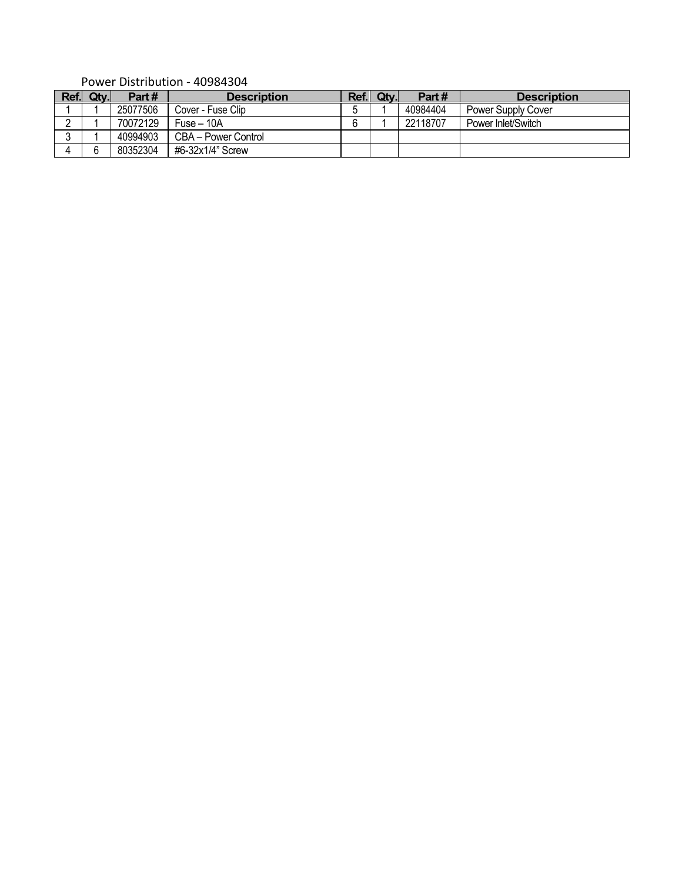Power Distribution - 40984304

| Ref. | Qty. | Part # | Description | Ref. | Qty. | Part # | Description |
|---|---|---|---|---|---|---|---|
| 1 | 1 | 25077506 | Cover - Fuse Clip | 5 | 1 | 40984404 | Power Supply Cover |
| 2 | 1 | 70072129 | Fuse – 10A | 6 | 1 | 22118707 | Power Inlet/Switch |
| 3 | 1 | 40994903 | CBA – Power Control | | | | |
| 4 | 6 | 80352304 | #6-32x1/4" Screw | | | | |